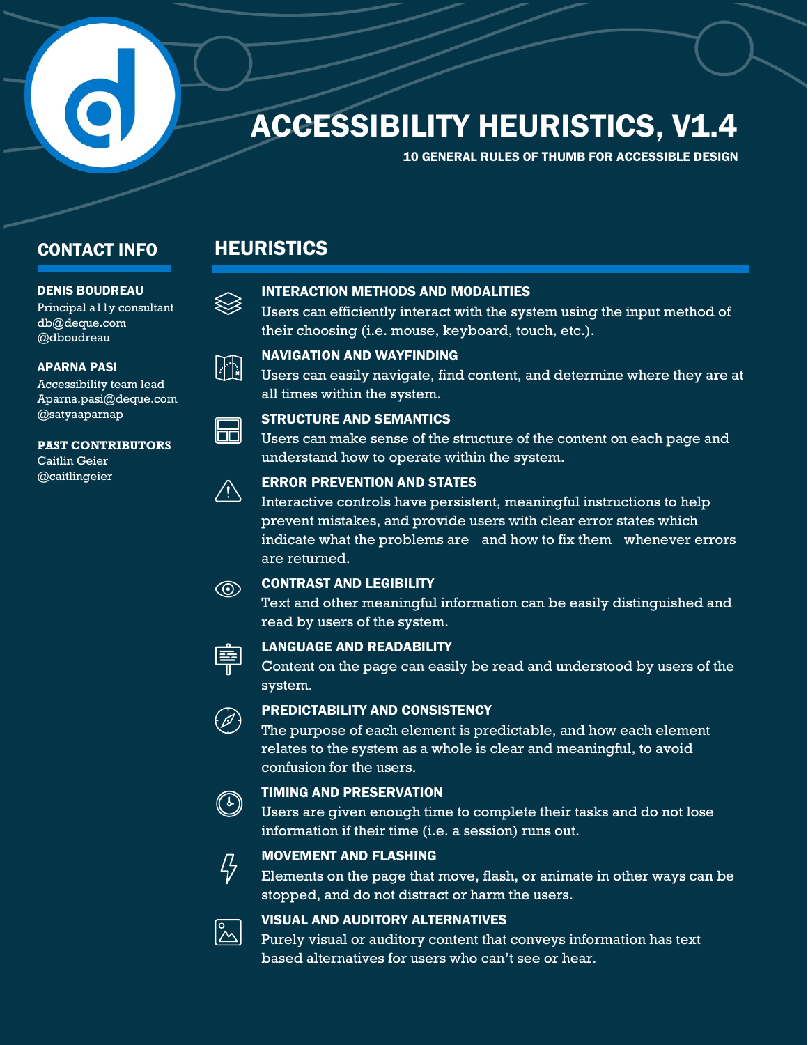# ACCESSIBILITY HEURISTICS, V1.4

**10 GENERAL RULES OF THUMB FOR ACCESSIBLE DESIGN**

## CONTACT INFO

**DENIS BOUDREAU**
Principal a11y consultant
db@deque.com
@dboudreau

**APARNA PASI**
Accessibility team lead
Aparna.pasi@deque.com
@satyaaparnap

**PAST CONTRIBUTORS**
Caitlin Geier
@caitlingeier

## HEURISTICS

### INTERACTION METHODS AND MODALITIES

Users can efficiently interact with the system using the input method of their choosing (i.e. mouse, keyboard, touch, etc.).

### NAVIGATION AND WAYFINDING

Users can easily navigate, find content, and determine where they are at all times within the system.

### STRUCTURE AND SEMANTICS

Users can make sense of the structure of the content on each page and understand how to operate within the system.

### ERROR PREVENTION AND STATES

Interactive controls have persistent, meaningful instructions to help prevent mistakes, and provide users with clear error states which indicate what the problems are and how to fix them whenever errors are returned.

### CONTRAST AND LEGIBILITY

Text and other meaningful information can be easily distinguished and read by users of the system.

### LANGUAGE AND READABILITY

Content on the page can easily be read and understood by users of the system.

### PREDICTABILITY AND CONSISTENCY

The purpose of each element is predictable, and how each element relates to the system as a whole is clear and meaningful, to avoid confusion for the users.

### TIMING AND PRESERVATION

Users are given enough time to complete their tasks and do not lose information if their time (i.e. a session) runs out.

### MOVEMENT AND FLASHING

Elements on the page that move, flash, or animate in other ways can be stopped, and do not distract or harm the users.

### VISUAL AND AUDITORY ALTERNATIVES

Purely visual or auditory content that conveys information has text based alternatives for users who can't see or hear.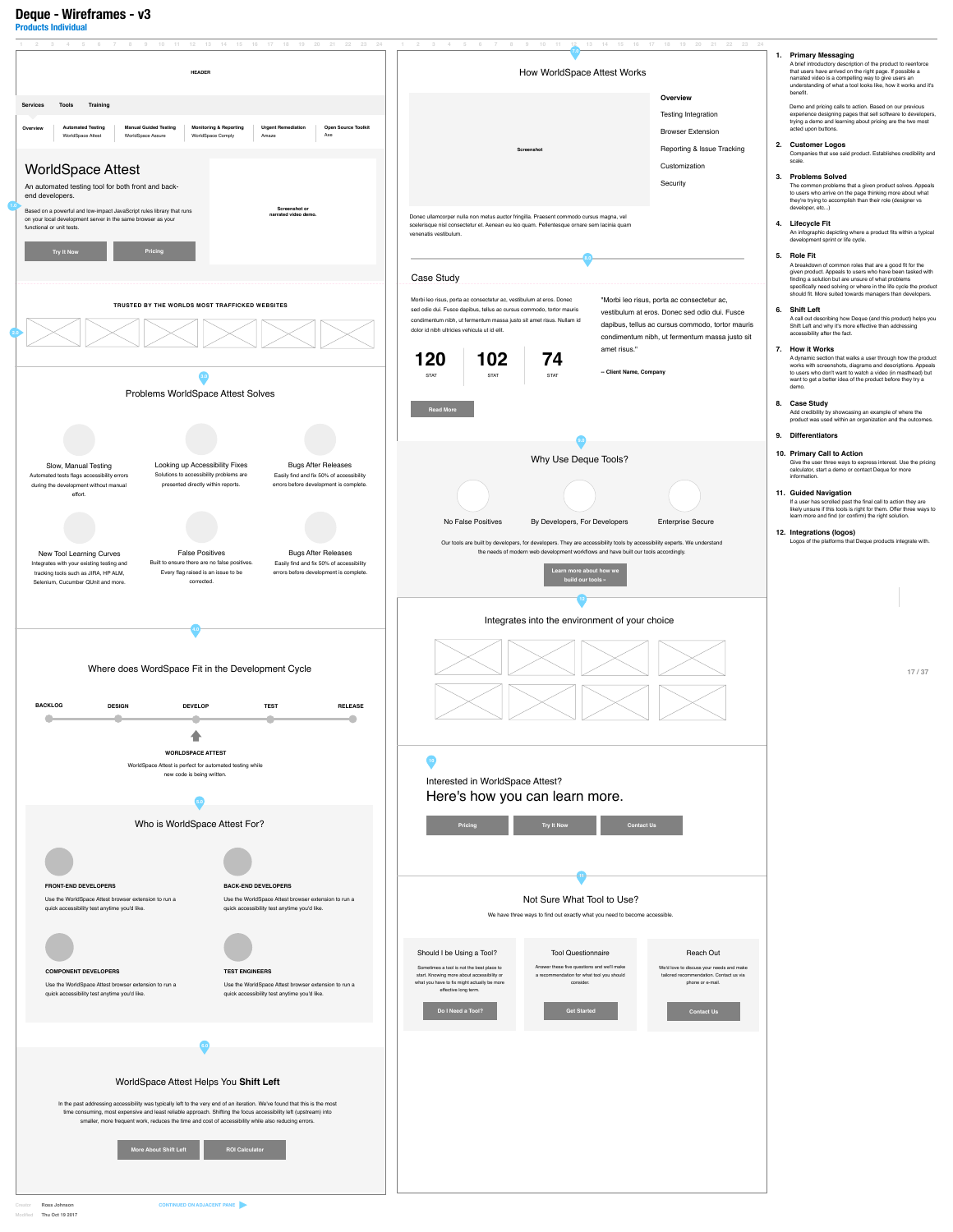# Deque - Wireframes - v3

**Products Individual**

HEADER

Services | Tools | Training

Overview | Automated Testing (WorldSpace Attest) | Manual Guided Testing (WorldSpace Assure) | Monitoring & Reporting (WorldSpace Comply) | Urgent Remediation (Amaze) | Open Source Toolkit (Axe)

## WorldSpace Attest

An automated testing tool for both front and back-end developers.

Based on a powerful and low-impact JavaScript rules library that runs on your local development server in the same browser as your functional or unit tests.

Try It Now | Pricing

Screenshot or narrated video demo.

TRUSTED BY THE WORLDS MOST TRAFFICKED WEBSITES

## Problems WorldSpace Attest Solves

**Slow, Manual Testing**
Automated tests flags accessibility errors during the development without manual effort.

**Looking up Accessibility Fixes**
Solutions to accessibility problems are presented directly within reports.

**Bugs After Releases**
Easily find and fix 50% of accessibility errors before development is complete.

**New Tool Learning Curves**
Integrates with your existing testing and tracking tools such as JIRA, HP ALM, Selenium, Cucumber QUnit and more.

**False Positives**
Built to ensure there are no false positives. Every flag raised is an issue to be corrected.

**Bugs After Releases**
Easily find and fix 50% of accessibility errors before development is complete.

## Where does WordSpace Fit in the Development Cycle

BACKLOG — DESIGN — DEVELOP — TEST — RELEASE

**WORLDSPACE ATTEST**
WorldSpace Attest is perfect for automated testing while new code is being written.

## Who is WorldSpace Attest For?

**FRONT-END DEVELOPERS**
Use the WorldSpace Attest browser extension to run a quick accessibility test anytime you'd like.

**BACK-END DEVELOPERS**
Use the WorldSpace Attest browser extension to run a quick accessibility test anytime you'd like.

**COMPONENT DEVELOPERS**
Use the WorldSpace Attest browser extension to run a quick accessibility test anytime you'd like.

**TEST ENGINEERS**
Use the WorldSpace Attest browser extension to run a quick accessibility test anytime you'd like.

## WorldSpace Attest Helps You **Shift Left**

In the past addressing accessibility was typically left to the very end of an iteration. We've found that this is the most time consuming, most expensive and least reliable approach. Shifting the focus accessibility effort left (upstream) into smaller, more frequent work, reduces the time and cost of accessibility while also reducing errors.

More About Shift Left | ROI Calculator

## How WorldSpace Attest Works

Screenshot

- Overview
- Testing Integration
- Browser Extension
- Reporting & Issue Tracking
- Customization
- Security

Donec ullamcorper nulla non metus auctor fringilla. Praesent commodo cursus magna, vel scelerisque nisl consectetur et. Aenean eu leo quam. Pellentesque ornare sem lacinia quam venenatis vestibulum.

## Case Study

Morbi leo risus, porta ac consectetur ac, vestibulum at eros. Donec sed odio dui. Fusce dapibus, tellus ac cursus commodo, tortor mauris condimentum nibh, ut fermentum massa justo sit amet risus. Nullam id dolor id nibh ultricies vehicula ut id elit.

**120** STAT | **102** STAT | **74** STAT

"Morbi leo risus, porta ac consectetur ac, vestibulum at eros. Donec sed odio dui. Fusce dapibus, tellus ac cursus commodo, tortor mauris condimentum nibh, ut fermentum massa justo sit amet risus."

– Client Name, Company

Read More

## Why Use Deque Tools?

No False Positives | By Developers, For Developers | Enterprise Secure

Our tools are built by developers, for developers. They are accessibility tools by accessibility experts. We understand the needs of modern web development workflows and have built our tools accordingly.

Learn more about how we build our tools→

## Integrates into the environment of your choice

Interested in WorldSpace Attest?

## Here's how you can learn more.

Pricing | Try It Now | Contact Us

## Not Sure What Tool to Use?

We have three ways to find out exactly what you need to become accessible.

**Should I be Using a Tool?**
Sometimes a tool is not the best place to start. Knowing more about accessibility or what you have to fix might actually be more effective long term.
Do I Need a Tool?

**Tool Questionnaire**
Answer these five questions and we'll make a recommendation for what tool you should consider.
Get Started

**Reach Out**
We'd love to discuss your needs and make tailored recommendation. Contact us via phone or e-mail.
Contact Us

1. **Primary Messaging**
A brief introductory description of the product to reenforce that users have arrived on the right page. If possible a narrated video is a compelling way to give users an understanding of what a tool looks like, how it works and it's benefit.
Demo and pricing calls to action. Based on our previous experience designing pages that sell software to developers, trying a demo and learning about pricing are the two most acted upon buttons.
2. **Customer Logos**
Companies that use said product. Establishes credibility and scale.
3. **Problems Solved**
The common problems that a given product solves. Appeals to users who arrive on the page thinking more about what they're trying to accomplish than their role (designer vs developer, etc.,)
4. **Lifecycle Fit**
An infographic depicting where a product fits within a typical development sprint or life cycle.
5. **Role Fit**
A breakdown of common roles that are a good fit for the given product. Appeals to users who have been tasked with finding a solution but are unsure of what problems specifically need solving or where in the life cycle the product should fit. More suited towards managers than developers.
6. **Shift Left**
A call out describing how Deque (and this product) helps you Shift Left and why it's more effective than addressing accessibility after the fact.
7. **How it Works**
A dynamic section that walks a user through how the product works with screenshots, diagrams and descriptions. Appeals to users who don't want to watch a video (in masthead) but want to get a better idea of the product before they try a demo.
8. **Case Study**
Add credibility by showcasing an example of where the product was used within an organization and the outcomes.
9. **Differentiators**
10. **Primary Call to Action**
Give the user three ways to express interest. Use the pricing calculator, start a demo or contact Deque for more information.
11. **Guided Navigation**
If a user has scrolled past the final call to action they are likely unsure if this tools is right for them. Offer three ways to learn more and find (or confirm) the right solution.
12. **Integrations (logos)**
Logos of the platforms that Deque products integrate with.

Creator: Ross Johnson
Modified: Thu Oct 19 2017

CONTINUED ON ADJACENT PANE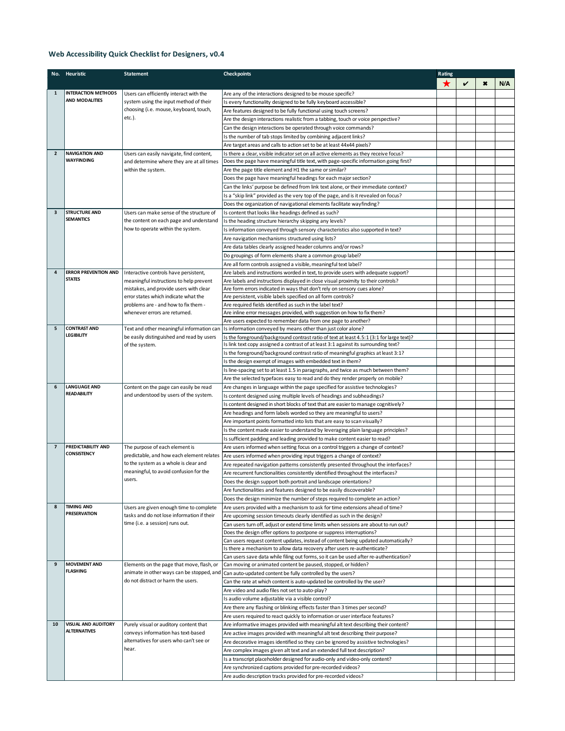## Web Accessibility Quick Checklist for Designers, v0.4

| No. | Heuristic | Statement | Checkpoints | Rating ★ | ✔ | ✖ | N/A |
|---|---|---|---|---|---|---|---|
| 1 | INTERACTION METHODS AND MODALITIES | Users can efficiently interact with the system using the input method of their choosing (i.e. mouse, keyboard, touch, etc.). | Are any of the interactions designed to be mouse specific? | | | | |
| | | | Is every functionality designed to be fully keyboard accessible? | | | | |
| | | | Are features designed to be fully functional using touch screens? | | | | |
| | | | Are the design interactions realistic from a tabbing, touch or voice perspective? | | | | |
| | | | Can the design interactions be operated through voice commands? | | | | |
| | | | Is the number of tab stops limited by combining adjacent links? | | | | |
| | | | Are target areas and calls to action set to be at least 44x44 pixels? | | | | |
| 2 | NAVIGATION AND WAYFINDING | Users can easily navigate, find content, and determine where they are at all times within the system. | Is there a clear, visible indicator set on all active elements as they receive focus? | | | | |
| | | | Does the page have meaningful title text, with page-specific information going first? | | | | |
| | | | Are the page title element and H1 the same or similar? | | | | |
| | | | Does the page have meaningful headings for each major section? | | | | |
| | | | Can the links' purpose be defined from link text alone, or their immediate context? | | | | |
| | | | Is a "skip link" provided as the very top of the page, and is it revealed on focus? | | | | |
| | | | Does the organization of navigational elements facilitate wayfinding? | | | | |
| 3 | STRUCTURE AND SEMANTICS | Users can make sense of the structure of the content on each page and understand how to operate within the system. | Is content that looks like headings defined as such? | | | | |
| | | | Is the heading structure hierarchy skipping any levels? | | | | |
| | | | Is information conveyed through sensory characteristics also supported in text? | | | | |
| | | | Are navigation mechanisms structured using lists? | | | | |
| | | | Are data tables clearly assigned header columns and/or rows? | | | | |
| | | | Do groupings of form elements share a common group label? | | | | |
| | | | Are all form controls assigned a visible, meaningful text label? | | | | |
| 4 | ERROR PREVENTION AND STATES | Interactive controls have persistent, meaningful instructions to help prevent mistakes, and provide users with clear error states which indicate what the problems are - and how to fix them - whenever errors are returned. | Are labels and instructions worded in text, to provide users with adequate support? | | | | |
| | | | Are labels and instructions displayed in close visual proximity to their controls? | | | | |
| | | | Are form errors indicated in ways that don't rely on sensory cues alone? | | | | |
| | | | Are persistent, visible labels specified on all form controls? | | | | |
| | | | Are required fields identified as such in the label text? | | | | |
| | | | Are inline error messages provided, with suggestion on how to fix them? | | | | |
| | | | Are users expected to remember data from one page to another? | | | | |
| 5 | CONTRAST AND LEGIBILITY | Text and other meaningful information can be easily distinguished and read by users of the system. | Is information conveyed by means other than just color alone? | | | | |
| | | | Is the foreground/background contrast ratio of text at least 4.5:1 (3:1 for large text)? | | | | |
| | | | Is link text copy assigned a contrast of at least 3:1 against its surrounding text? | | | | |
| | | | Is the foreground/background contrast ratio of meaningful graphics at least 3:1? | | | | |
| | | | Is the design exempt of images with embedded text in them? | | | | |
| | | | Is line-spacing set to at least 1.5 in paragraphs, and twice as much between them? | | | | |
| | | | Are the selected typefaces easy to read and do they render properly on mobile? | | | | |
| 6 | LANGUAGE AND READABILITY | Content on the page can easily be read and understood by users of the system. | Are changes in language within the page specified for assistive technologies? | | | | |
| | | | Is content designed using multiple levels of headings and subheadings? | | | | |
| | | | Is content designed in short blocks of text that are easier to manage cognitively? | | | | |
| | | | Are headings and form labels worded so they are meaningful to users? | | | | |
| | | | Are important points formatted into lists that are easy to scan visually? | | | | |
| | | | Is the content made easier to understand by leveraging plain language principles? | | | | |
| | | | Is sufficient padding and leading provided to make content easier to read? | | | | |
| 7 | PREDICTABILITY AND CONSISTENCY | The purpose of each element is predictable, and how each element relates to the system as a whole is clear and meaningful, to avoid confusion for the users. | Are users informed when setting focus on a control triggers a change of context? | | | | |
| | | | Are users informed when providing input triggers a change of context? | | | | |
| | | | Are repeated navigation patterns consistently presented throughout the interfaces? | | | | |
| | | | Are recurrent functionalities consistently identified throughout the interfaces? | | | | |
| | | | Does the design support both portrait and landscape orientations? | | | | |
| | | | Are functionalities and features designed to be easily discoverable? | | | | |
| | | | Does the design minimize the number of steps required to complete an action? | | | | |
| 8 | TIMING AND PRESERVATION | Users are given enough time to complete tasks and do not lose information if their time (i.e. a session) runs out. | Are users provided with a mechanism to ask for time extensions ahead of time? | | | | |
| | | | Are upcoming session timeouts clearly identified as such in the design? | | | | |
| | | | Can users turn off, adjust or extend time limits when sessions are about to run out? | | | | |
| | | | Does the design offer options to postpone or suppress interruptions? | | | | |
| | | | Can users request content updates, instead of content being updated automatically? | | | | |
| | | | Is there a mechanism to allow data recovery after users re-authenticate? | | | | |
| | | | Can users save data while filing out forms, so it can be used after re-authentication? | | | | |
| 9 | MOVEMENT AND FLASHING | Elements on the page that move, flash, or animate in other ways can be stopped, and do not distract or harm the users. | Can moving or animated content be paused, stopped, or hidden? | | | | |
| | | | Can auto-updated content be fully controlled by the users? | | | | |
| | | | Can the rate at which content is auto-updated be controlled by the user? | | | | |
| | | | Are video and audio files not set to auto-play? | | | | |
| | | | Is audio volume adjustable via a visible control? | | | | |
| | | | Are there any flashing or blinking effects faster than 3 times per second? | | | | |
| | | | Are users required to react quickly to information or user interface features? | | | | |
| 10 | VISUAL AND AUDITORY ALTERNATIVES | Purely visual or auditory content that conveys information has text-based alternatives for users who can't see or hear. | Are informative images provided with meaningful alt text describing their content? | | | | |
| | | | Are active images provided with meaningful alt text describing their purpose? | | | | |
| | | | Are decorative images identified so they can be ignored by assistive technologies? | | | | |
| | | | Are complex images given alt text and an extended full text description? | | | | |
| | | | Is a transcript placeholder designed for audio-only and video-only content? | | | | |
| | | | Are synchronized captions provided for pre-recorded videos? | | | | |
| | | | Are audio description tracks provided for pre-recorded videos? | | | | |